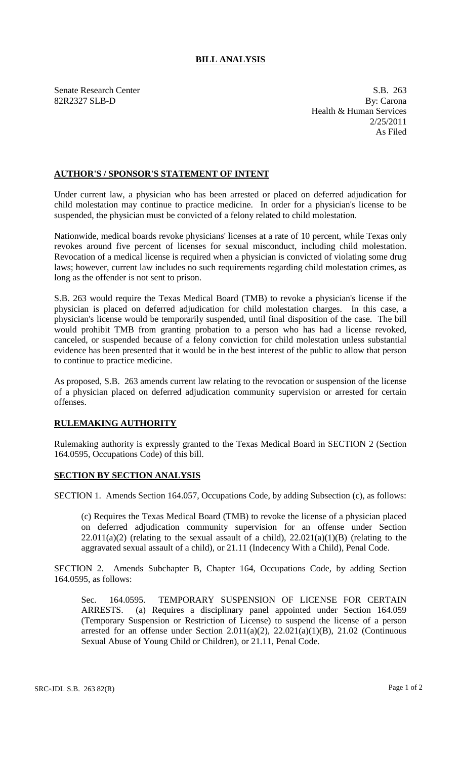# BILL ANALYSIS

Senate Research Center
82R2327 SLB-D

S.B. 263
By: Carona
Health & Human Services
2/25/2011
As Filed

## AUTHOR'S / SPONSOR'S STATEMENT OF INTENT

Under current law, a physician who has been arrested or placed on deferred adjudication for child molestation may continue to practice medicine. In order for a physician's license to be suspended, the physician must be convicted of a felony related to child molestation.

Nationwide, medical boards revoke physicians' licenses at a rate of 10 percent, while Texas only revokes around five percent of licenses for sexual misconduct, including child molestation. Revocation of a medical license is required when a physician is convicted of violating some drug laws; however, current law includes no such requirements regarding child molestation crimes, as long as the offender is not sent to prison.

S.B. 263 would require the Texas Medical Board (TMB) to revoke a physician's license if the physician is placed on deferred adjudication for child molestation charges. In this case, a physician's license would be temporarily suspended, until final disposition of the case. The bill would prohibit TMB from granting probation to a person who has had a license revoked, canceled, or suspended because of a felony conviction for child molestation unless substantial evidence has been presented that it would be in the best interest of the public to allow that person to continue to practice medicine.

As proposed, S.B. 263 amends current law relating to the revocation or suspension of the license of a physician placed on deferred adjudication community supervision or arrested for certain offenses.

## RULEMAKING AUTHORITY

Rulemaking authority is expressly granted to the Texas Medical Board in SECTION 2 (Section 164.0595, Occupations Code) of this bill.

## SECTION BY SECTION ANALYSIS

SECTION 1. Amends Section 164.057, Occupations Code, by adding Subsection (c), as follows:

(c) Requires the Texas Medical Board (TMB) to revoke the license of a physician placed on deferred adjudication community supervision for an offense under Section 22.011(a)(2) (relating to the sexual assault of a child), 22.021(a)(1)(B) (relating to the aggravated sexual assault of a child), or 21.11 (Indecency With a Child), Penal Code.

SECTION 2. Amends Subchapter B, Chapter 164, Occupations Code, by adding Section 164.0595, as follows:

Sec. 164.0595. TEMPORARY SUSPENSION OF LICENSE FOR CERTAIN ARRESTS. (a) Requires a disciplinary panel appointed under Section 164.059 (Temporary Suspension or Restriction of License) to suspend the license of a person arrested for an offense under Section 2.011(a)(2), 22.021(a)(1)(B), 21.02 (Continuous Sexual Abuse of Young Child or Children), or 21.11, Penal Code.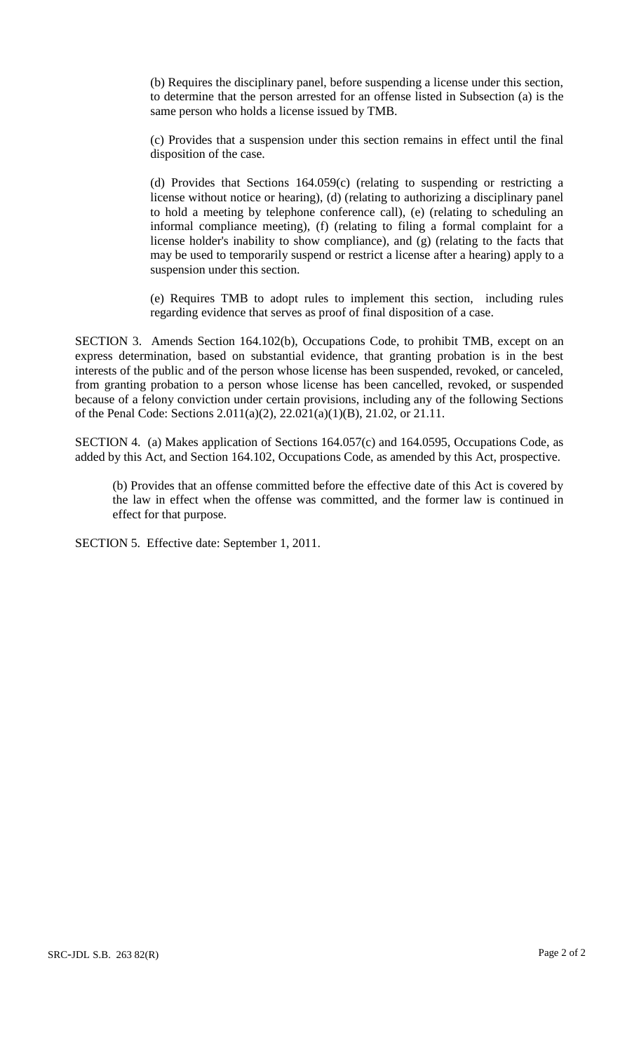(b) Requires the disciplinary panel, before suspending a license under this section, to determine that the person arrested for an offense listed in Subsection (a) is the same person who holds a license issued by TMB.

(c) Provides that a suspension under this section remains in effect until the final disposition of the case.

(d) Provides that Sections 164.059(c) (relating to suspending or restricting a license without notice or hearing), (d) (relating to authorizing a disciplinary panel to hold a meeting by telephone conference call), (e) (relating to scheduling an informal compliance meeting), (f) (relating to filing a formal complaint for a license holder's inability to show compliance), and (g) (relating to the facts that may be used to temporarily suspend or restrict a license after a hearing) apply to a suspension under this section.

(e) Requires TMB to adopt rules to implement this section, including rules regarding evidence that serves as proof of final disposition of a case.

SECTION 3. Amends Section 164.102(b), Occupations Code, to prohibit TMB, except on an express determination, based on substantial evidence, that granting probation is in the best interests of the public and of the person whose license has been suspended, revoked, or canceled, from granting probation to a person whose license has been cancelled, revoked, or suspended because of a felony conviction under certain provisions, including any of the following Sections of the Penal Code: Sections 2.011(a)(2), 22.021(a)(1)(B), 21.02, or 21.11.

SECTION 4. (a) Makes application of Sections 164.057(c) and 164.0595, Occupations Code, as added by this Act, and Section 164.102, Occupations Code, as amended by this Act, prospective.

(b) Provides that an offense committed before the effective date of this Act is covered by the law in effect when the offense was committed, and the former law is continued in effect for that purpose.

SECTION 5. Effective date: September 1, 2011.

SRC-JDL S.B. 263 82(R)